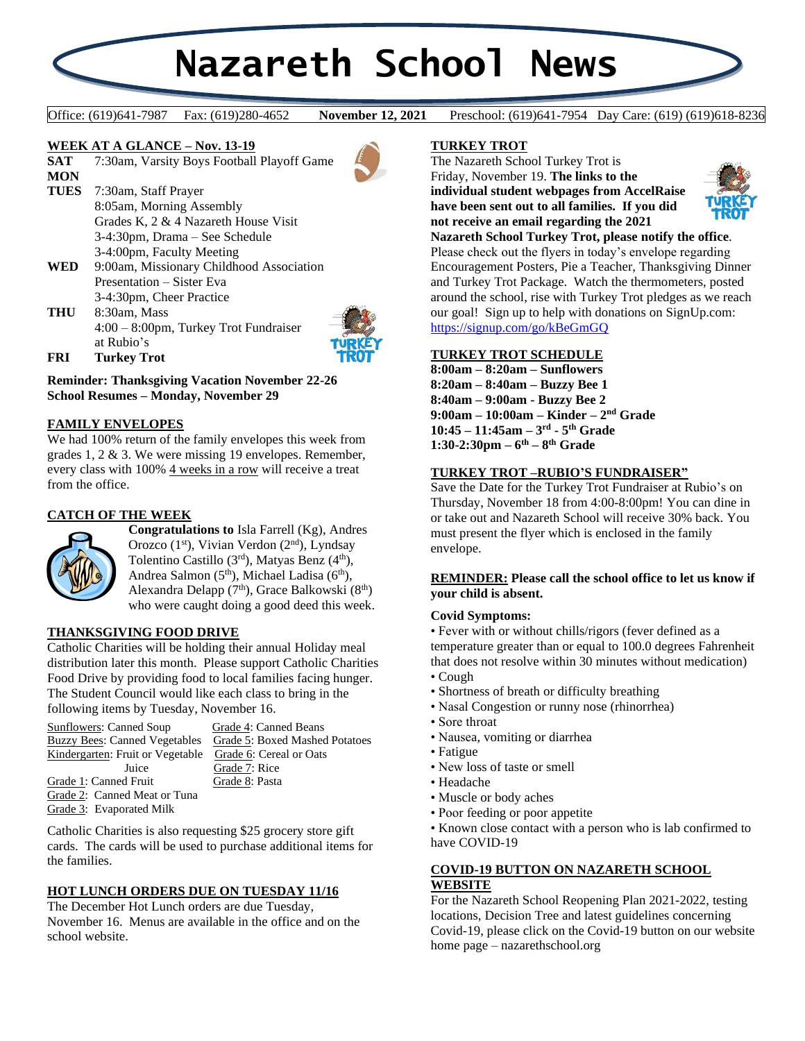# Nazareth School News

Office: (619)641-7987  Fax: (619)280-4652  **November 12, 2021**  Preschool: (619)641-7954  Day Care: (619) (619)618-8236

## WEEK AT A GLANCE – Nov. 13-19

**SAT** 7:30am, Varsity Boys Football Playoff Game

**MON**

**TUES** 7:30am, Staff Prayer
8:05am, Morning Assembly
Grades K, 2 & 4 Nazareth House Visit
3-4:30pm, Drama – See Schedule
3-4:00pm, Faculty Meeting

**WED** 9:00am, Missionary Childhood Association Presentation – Sister Eva
3-4:30pm, Cheer Practice

**THU** 8:30am, Mass
4:00 – 8:00pm, Turkey Trot Fundraiser at Rubio's

**FRI** **Turkey Trot**

**Reminder: Thanksgiving Vacation November 22-26**
**School Resumes – Monday, November 29**

## FAMILY ENVELOPES

We had 100% return of the family envelopes this week from grades 1, 2 & 3. We were missing 19 envelopes. Remember, every class with 100% 4 weeks in a row will receive a treat from the office.

## CATCH OF THE WEEK

**Congratulations to** Isla Farrell (Kg), Andres Orozco (1st), Vivian Verdon (2nd), Lyndsay Tolentino Castillo (3rd), Matyas Benz (4th), Andrea Salmon (5th), Michael Ladisa (6th), Alexandra Delapp (7th), Grace Balkowski (8th) who were caught doing a good deed this week.

## THANKSGIVING FOOD DRIVE

Catholic Charities will be holding their annual Holiday meal distribution later this month. Please support Catholic Charities Food Drive by providing food to local families facing hunger. The Student Council would like each class to bring in the following items by Tuesday, November 16.

Sunflowers: Canned Soup
Buzzy Bees: Canned Vegetables
Kindergarten: Fruit or Vegetable Juice
Grade 1: Canned Fruit
Grade 2: Canned Meat or Tuna
Grade 3: Evaporated Milk
Grade 4: Canned Beans
Grade 5: Boxed Mashed Potatoes
Grade 6: Cereal or Oats
Grade 7: Rice
Grade 8: Pasta

Catholic Charities is also requesting $25 grocery store gift cards. The cards will be used to purchase additional items for the families.

## HOT LUNCH ORDERS DUE ON TUESDAY 11/16

The December Hot Lunch orders are due Tuesday, November 16. Menus are available in the office and on the school website.

## TURKEY TROT

The Nazareth School Turkey Trot is Friday, November 19. **The links to the individual student webpages from AccelRaise have been sent out to all families. If you did not receive an email regarding the 2021 Nazareth School Turkey Trot, please notify the office**. Please check out the flyers in today's envelope regarding Encouragement Posters, Pie a Teacher, Thanksgiving Dinner and Turkey Trot Package. Watch the thermometers, posted around the school, rise with Turkey Trot pledges as we reach our goal! Sign up to help with donations on SignUp.com: https://signup.com/go/kBeGmGQ

## TURKEY TROT SCHEDULE

**8:00am – 8:20am – Sunflowers**
**8:20am – 8:40am – Buzzy Bee 1**
**8:40am – 9:00am - Buzzy Bee 2**
**9:00am – 10:00am – Kinder – 2nd Grade**
**10:45 – 11:45am – 3rd - 5th Grade**
**1:30-2:30pm – 6th – 8th Grade**

## TURKEY TROT –RUBIO'S FUNDRAISER"

Save the Date for the Turkey Trot Fundraiser at Rubio's on Thursday, November 18 from 4:00-8:00pm! You can dine in or take out and Nazareth School will receive 30% back. You must present the flyer which is enclosed in the family envelope.

**REMINDER: Please call the school office to let us know if your child is absent.**

**Covid Symptoms:**

- Fever with or without chills/rigors (fever defined as a temperature greater than or equal to 100.0 degrees Fahrenheit that does not resolve within 30 minutes without medication)
- Cough
- Shortness of breath or difficulty breathing
- Nasal Congestion or runny nose (rhinorrhea)
- Sore throat
- Nausea, vomiting or diarrhea
- Fatigue
- New loss of taste or smell
- Headache
- Muscle or body aches
- Poor feeding or poor appetite
- Known close contact with a person who is lab confirmed to have COVID-19

## COVID-19 BUTTON ON NAZARETH SCHOOL WEBSITE

For the Nazareth School Reopening Plan 2021-2022, testing locations, Decision Tree and latest guidelines concerning Covid-19, please click on the Covid-19 button on our website home page – nazarethschool.org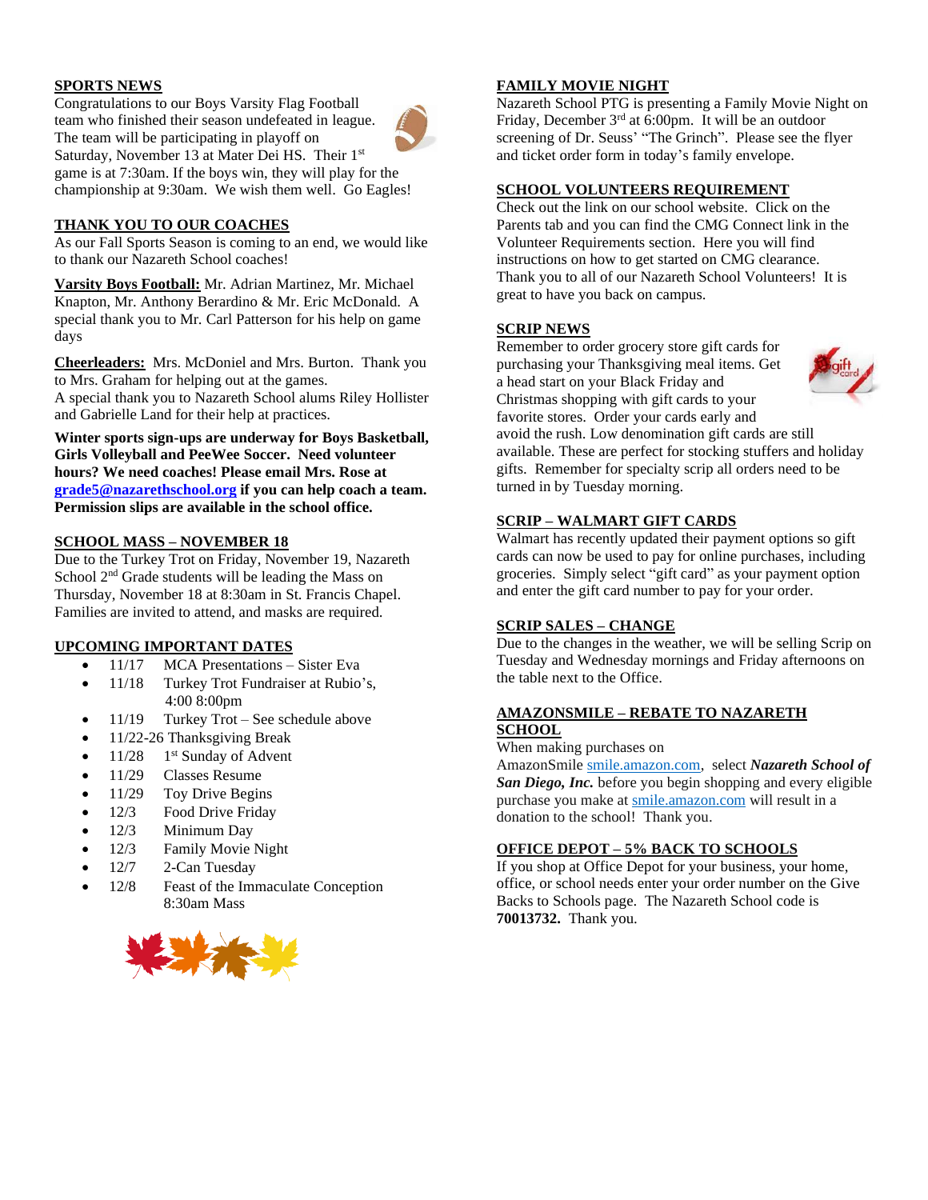## SPORTS NEWS

Congratulations to our Boys Varsity Flag Football team who finished their season undefeated in league. The team will be participating in playoff on Saturday, November 13 at Mater Dei HS. Their 1st game is at 7:30am. If the boys win, they will play for the championship at 9:30am. We wish them well. Go Eagles!

## THANK YOU TO OUR COACHES

As our Fall Sports Season is coming to an end, we would like to thank our Nazareth School coaches!

**Varsity Boys Football:** Mr. Adrian Martinez, Mr. Michael Knapton, Mr. Anthony Berardino & Mr. Eric McDonald. A special thank you to Mr. Carl Patterson for his help on game days

**Cheerleaders:** Mrs. McDoniel and Mrs. Burton. Thank you to Mrs. Graham for helping out at the games.
A special thank you to Nazareth School alums Riley Hollister and Gabrielle Land for their help at practices.

**Winter sports sign-ups are underway for Boys Basketball, Girls Volleyball and PeeWee Soccer. Need volunteer hours? We need coaches! Please email Mrs. Rose at grade5@nazarethschool.org if you can help coach a team. Permission slips are available in the school office.**

## SCHOOL MASS – NOVEMBER 18

Due to the Turkey Trot on Friday, November 19, Nazareth School 2nd Grade students will be leading the Mass on Thursday, November 18 at 8:30am in St. Francis Chapel. Families are invited to attend, and masks are required.

## UPCOMING IMPORTANT DATES

- 11/17 MCA Presentations – Sister Eva
- 11/18 Turkey Trot Fundraiser at Rubio's, 4:00 8:00pm
- 11/19 Turkey Trot – See schedule above
- 11/22-26 Thanksgiving Break
- 11/28 1st Sunday of Advent
- 11/29 Classes Resume
- 11/29 Toy Drive Begins
- 12/3 Food Drive Friday
- 12/3 Minimum Day
- 12/3 Family Movie Night
- 12/7 2-Can Tuesday
- 12/8 Feast of the Immaculate Conception 8:30am Mass

## FAMILY MOVIE NIGHT

Nazareth School PTG is presenting a Family Movie Night on Friday, December 3rd at 6:00pm. It will be an outdoor screening of Dr. Seuss' "The Grinch". Please see the flyer and ticket order form in today's family envelope.

## SCHOOL VOLUNTEERS REQUIREMENT

Check out the link on our school website. Click on the Parents tab and you can find the CMG Connect link in the Volunteer Requirements section. Here you will find instructions on how to get started on CMG clearance. Thank you to all of our Nazareth School Volunteers! It is great to have you back on campus.

## SCRIP NEWS

Remember to order grocery store gift cards for purchasing your Thanksgiving meal items. Get a head start on your Black Friday and Christmas shopping with gift cards to your favorite stores. Order your cards early and avoid the rush. Low denomination gift cards are still available. These are perfect for stocking stuffers and holiday gifts. Remember for specialty scrip all orders need to be turned in by Tuesday morning.

## SCRIP – WALMART GIFT CARDS

Walmart has recently updated their payment options so gift cards can now be used to pay for online purchases, including groceries. Simply select "gift card" as your payment option and enter the gift card number to pay for your order.

## SCRIP SALES – CHANGE

Due to the changes in the weather, we will be selling Scrip on Tuesday and Wednesday mornings and Friday afternoons on the table next to the Office.

## AMAZONSMILE – REBATE TO NAZARETH SCHOOL

When making purchases on AmazonSmile smile.amazon.com, select ***Nazareth School of San Diego, Inc.*** before you begin shopping and every eligible purchase you make at smile.amazon.com will result in a donation to the school! Thank you.

## OFFICE DEPOT – 5% BACK TO SCHOOLS

If you shop at Office Depot for your business, your home, office, or school needs enter your order number on the Give Backs to Schools page. The Nazareth School code is **70013732.** Thank you.